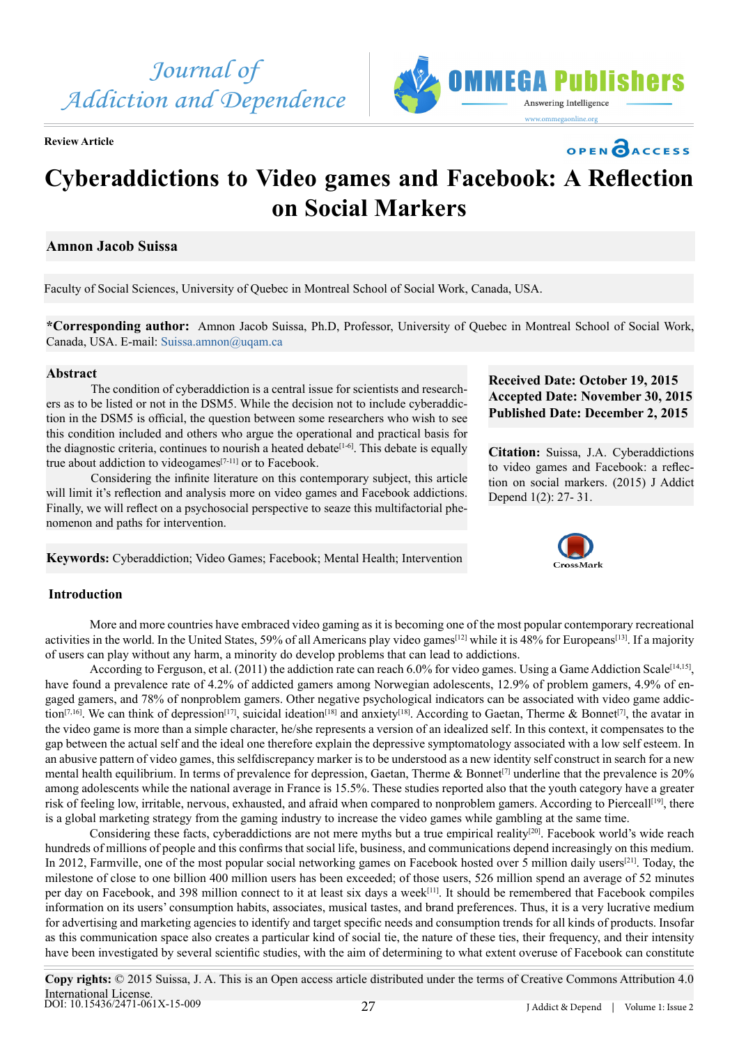Review Article

# Cyberaddictions to Video games and Facebook: A Reflection on Social Markers

**Amnon Jacob Suissa**

Faculty of Social Sciences, University of Quebec in Montreal School of Social Work, Canada, USA.

**\*Corresponding author:** Amnon Jacob Suissa, Ph.D, Professor, University of Quebec in Montreal School of Social Work, Canada, USA. E-mail: Suissa.amnon@uqam.ca

## Abstract

The condition of cyberaddiction is a central issue for scientists and researchers as to be listed or not in the DSM5. While the decision not to include cyberaddiction in the DSM5 is official, the question between some researchers who wish to see this condition included and others who argue the operational and practical basis for the diagnostic criteria, continues to nourish a heated debate[1-6]. This debate is equally true about addiction to videogames[7-11] or to Facebook.

Considering the infinite literature on this contemporary subject, this article will limit it's reflection and analysis more on video games and Facebook addictions. Finally, we will reflect on a psychosocial perspective to seaze this multifactorial phenomenon and paths for intervention.

**Keywords:** Cyberaddiction; Video Games; Facebook; Mental Health; Intervention

**Received Date: October 19, 2015**
**Accepted Date: November 30, 2015**
**Published Date: December 2, 2015**

**Citation:** Suissa, J.A. Cyberaddictions to video games and Facebook: a reflection on social markers. (2015) J Addict Depend 1(2): 27- 31.

## Introduction

More and more countries have embraced video gaming as it is becoming one of the most popular contemporary recreational activities in the world. In the United States, 59% of all Americans play video games[12] while it is 48% for Europeans[13]. If a majority of users can play without any harm, a minority do develop problems that can lead to addictions.

According to Ferguson, et al. (2011) the addiction rate can reach 6.0% for video games. Using a Game Addiction Scale[14,15], have found a prevalence rate of 4.2% of addicted gamers among Norwegian adolescents, 12.9% of problem gamers, 4.9% of engaged gamers, and 78% of nonproblem gamers. Other negative psychological indicators can be associated with video game addiction[7,16]. We can think of depression[17], suicidal ideation[18] and anxiety[18]. According to Gaetan, Therme & Bonnet[7], the avatar in the video game is more than a simple character, he/she represents a version of an idealized self. In this context, it compensates to the gap between the actual self and the ideal one therefore explain the depressive symptomatology associated with a low self esteem. In an abusive pattern of video games, this selfdiscrepancy marker is to be understood as a new identity self construct in search for a new mental health equilibrium. In terms of prevalence for depression, Gaetan, Therme & Bonnet[7] underline that the prevalence is 20% among adolescents while the national average in France is 15.5%. These studies reported also that the youth category have a greater risk of feeling low, irritable, nervous, exhausted, and afraid when compared to nonproblem gamers. According to Pierceall[19], there is a global marketing strategy from the gaming industry to increase the video games while gambling at the same time.

Considering these facts, cyberaddictions are not mere myths but a true empirical reality[20]. Facebook world's wide reach hundreds of millions of people and this confirms that social life, business, and communications depend increasingly on this medium. In 2012, Farmville, one of the most popular social networking games on Facebook hosted over 5 million daily users[21]. Today, the milestone of close to one billion 400 million users has been exceeded; of those users, 526 million spend an average of 52 minutes per day on Facebook, and 398 million connect to it at least six days a week[11]. It should be remembered that Facebook compiles information on its users' consumption habits, associates, musical tastes, and brand preferences. Thus, it is a very lucrative medium for advertising and marketing agencies to identify and target specific needs and consumption trends for all kinds of products. Insofar as this communication space also creates a particular kind of social tie, the nature of these ties, their frequency, and their intensity have been investigated by several scientific studies, with the aim of determining to what extent overuse of Facebook can constitute

**Copy rights:** © 2015 Suissa, J. A. This is an Open access article distributed under the terms of Creative Commons Attribution 4.0 International License.

DOI: 10.15436/2471-061X-15-009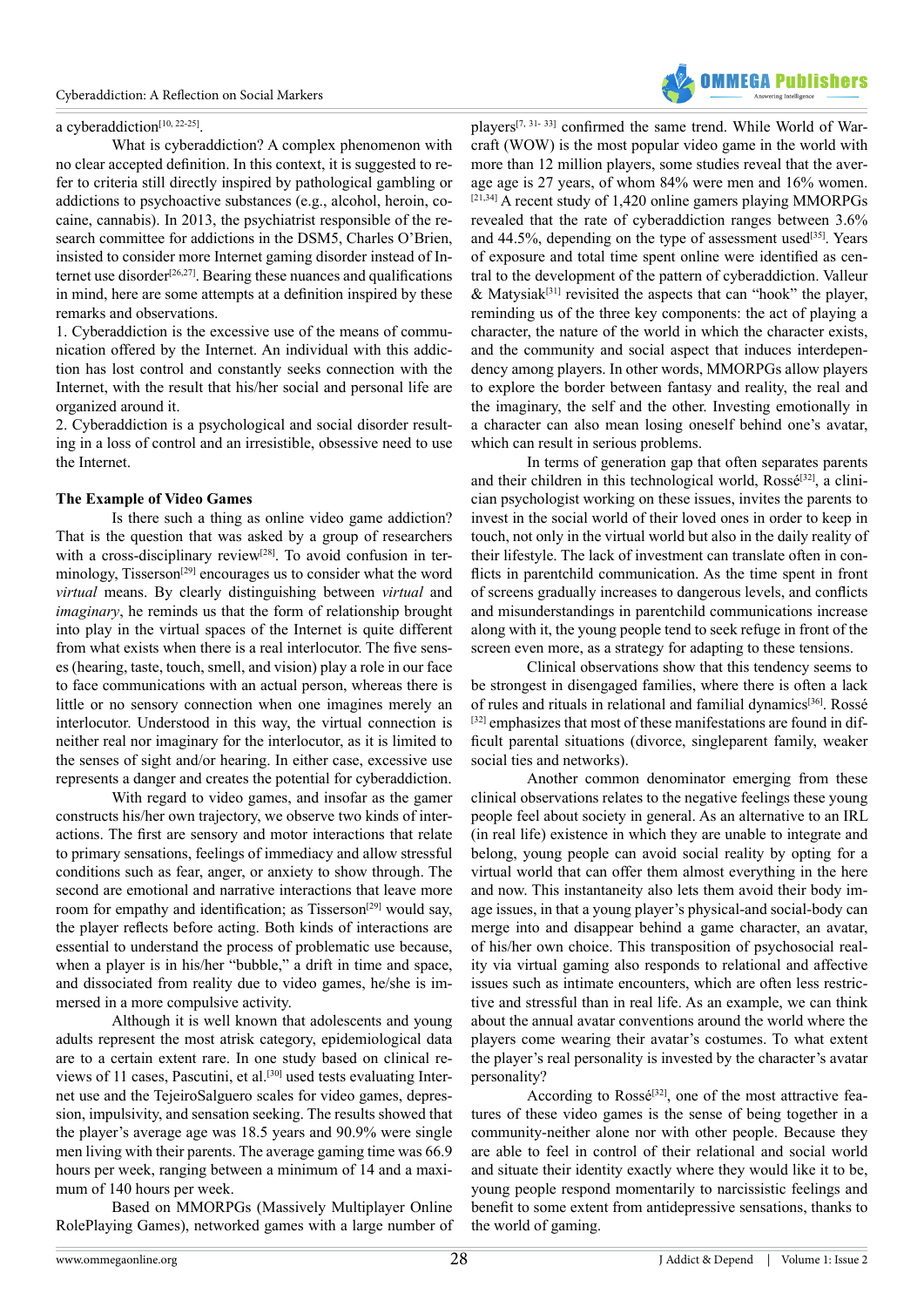a cyberaddiction[10, 22-25].

What is cyberaddiction? A complex phenomenon with no clear accepted definition. In this context, it is suggested to refer to criteria still directly inspired by pathological gambling or addictions to psychoactive substances (e.g., alcohol, heroin, cocaine, cannabis). In 2013, the psychiatrist responsible of the research committee for addictions in the DSM5, Charles O'Brien, insisted to consider more Internet gaming disorder instead of Internet use disorder[26,27]. Bearing these nuances and qualifications in mind, here are some attempts at a definition inspired by these remarks and observations.

1. Cyberaddiction is the excessive use of the means of communication offered by the Internet. An individual with this addiction has lost control and constantly seeks connection with the Internet, with the result that his/her social and personal life are organized around it.

2. Cyberaddiction is a psychological and social disorder resulting in a loss of control and an irresistible, obsessive need to use the Internet.

### The Example of Video Games

Is there such a thing as online video game addiction? That is the question that was asked by a group of researchers with a cross-disciplinary review[28]. To avoid confusion in terminology, Tisserson[29] encourages us to consider what the word *virtual* means. By clearly distinguishing between *virtual* and *imaginary*, he reminds us that the form of relationship brought into play in the virtual spaces of the Internet is quite different from what exists when there is a real interlocutor. The five senses (hearing, taste, touch, smell, and vision) play a role in our face to face communications with an actual person, whereas there is little or no sensory connection when one imagines merely an interlocutor. Understood in this way, the virtual connection is neither real nor imaginary for the interlocutor, as it is limited to the senses of sight and/or hearing. In either case, excessive use represents a danger and creates the potential for cyberaddiction.

With regard to video games, and insofar as the gamer constructs his/her own trajectory, we observe two kinds of interactions. The first are sensory and motor interactions that relate to primary sensations, feelings of immediacy and allow stressful conditions such as fear, anger, or anxiety to show through. The second are emotional and narrative interactions that leave more room for empathy and identification; as Tisserson[29] would say, the player reflects before acting. Both kinds of interactions are essential to understand the process of problematic use because, when a player is in his/her "bubble," a drift in time and space, and dissociated from reality due to video games, he/she is immersed in a more compulsive activity.

Although it is well known that adolescents and young adults represent the most atrisk category, epidemiological data are to a certain extent rare. In one study based on clinical reviews of 11 cases, Pascutini, et al.[30] used tests evaluating Internet use and the TejeiroSalguero scales for video games, depression, impulsivity, and sensation seeking. The results showed that the player's average age was 18.5 years and 90.9% were single men living with their parents. The average gaming time was 66.9 hours per week, ranging between a minimum of 14 and a maximum of 140 hours per week.

Based on MMORPGs (Massively Multiplayer Online RolePlaying Games), networked games with a large number of players[7, 31- 33] confirmed the same trend. While World of Warcraft (WOW) is the most popular video game in the world with more than 12 million players, some studies reveal that the average age is 27 years, of whom 84% were men and 16% women.[21,34] A recent study of 1,420 online gamers playing MMORPGs revealed that the rate of cyberaddiction ranges between 3.6% and 44.5%, depending on the type of assessment used[35]. Years of exposure and total time spent online were identified as central to the development of the pattern of cyberaddiction. Valleur & Matysiak[31] revisited the aspects that can "hook" the player, reminding us of the three key components: the act of playing a character, the nature of the world in which the character exists, and the community and social aspect that induces interdependency among players. In other words, MMORPGs allow players to explore the border between fantasy and reality, the real and the imaginary, the self and the other. Investing emotionally in a character can also mean losing oneself behind one's avatar, which can result in serious problems.

In terms of generation gap that often separates parents and their children in this technological world, Rossé[32], a clinician psychologist working on these issues, invites the parents to invest in the social world of their loved ones in order to keep in touch, not only in the virtual world but also in the daily reality of their lifestyle. The lack of investment can translate often in conflicts in parentchild communication. As the time spent in front of screens gradually increases to dangerous levels, and conflicts and misunderstandings in parentchild communications increase along with it, the young people tend to seek refuge in front of the screen even more, as a strategy for adapting to these tensions.

Clinical observations show that this tendency seems to be strongest in disengaged families, where there is often a lack of rules and rituals in relational and familial dynamics[36]. Rossé [32] emphasizes that most of these manifestations are found in difficult parental situations (divorce, singleparent family, weaker social ties and networks).

Another common denominator emerging from these clinical observations relates to the negative feelings these young people feel about society in general. As an alternative to an IRL (in real life) existence in which they are unable to integrate and belong, young people can avoid social reality by opting for a virtual world that can offer them almost everything in the here and now. This instantaneity also lets them avoid their body image issues, in that a young player's physical-and social-body can merge into and disappear behind a game character, an avatar, of his/her own choice. This transposition of psychosocial reality via virtual gaming also responds to relational and affective issues such as intimate encounters, which are often less restrictive and stressful than in real life. As an example, we can think about the annual avatar conventions around the world where the players come wearing their avatar's costumes. To what extent the player's real personality is invested by the character's avatar personality?

According to Rossé[32], one of the most attractive features of these video games is the sense of being together in a community-neither alone nor with other people. Because they are able to feel in control of their relational and social world and situate their identity exactly where they would like it to be, young people respond momentarily to narcissistic feelings and benefit to some extent from antidepressive sensations, thanks to the world of gaming.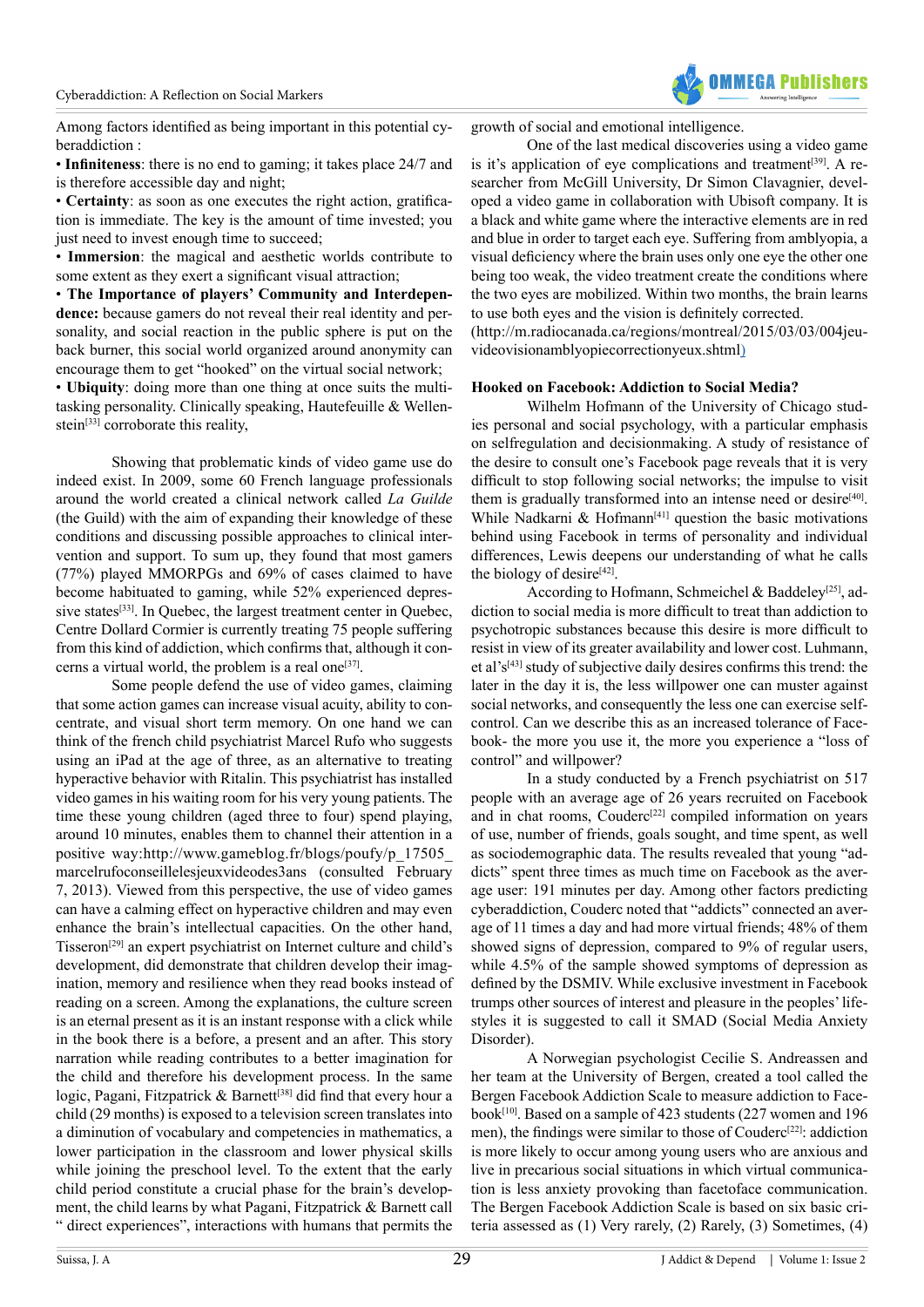Among factors identified as being important in this potential cyberaddiction :

- **Infiniteness**: there is no end to gaming; it takes place 24/7 and is therefore accessible day and night;
- **Certainty**: as soon as one executes the right action, gratification is immediate. The key is the amount of time invested; you just need to invest enough time to succeed;
- **Immersion**: the magical and aesthetic worlds contribute to some extent as they exert a significant visual attraction;
- **The Importance of players' Community and Interdependence:** because gamers do not reveal their real identity and personality, and social reaction in the public sphere is put on the back burner, this social world organized around anonymity can encourage them to get "hooked" on the virtual social network;
- **Ubiquity**: doing more than one thing at once suits the multitasking personality. Clinically speaking, Hautefeuille & Wellenstein[33] corroborate this reality,

Showing that problematic kinds of video game use do indeed exist. In 2009, some 60 French language professionals around the world created a clinical network called *La Guilde* (the Guild) with the aim of expanding their knowledge of these conditions and discussing possible approaches to clinical intervention and support. To sum up, they found that most gamers (77%) played MMORPGs and 69% of cases claimed to have become habituated to gaming, while 52% experienced depressive states[33]. In Quebec, the largest treatment center in Quebec, Centre Dollard Cormier is currently treating 75 people suffering from this kind of addiction, which confirms that, although it concerns a virtual world, the problem is a real one[37].

Some people defend the use of video games, claiming that some action games can increase visual acuity, ability to concentrate, and visual short term memory. On one hand we can think of the french child psychiatrist Marcel Rufo who suggests using an iPad at the age of three, as an alternative to treating hyperactive behavior with Ritalin. This psychiatrist has installed video games in his waiting room for his very young patients. The time these young children (aged three to four) spend playing, around 10 minutes, enables them to channel their attention in a positive way:http://www.gameblog.fr/blogs/poufy/p_17505_marcelrufoconseillelesjeuxvideodes3ans (consulted February 7, 2013). Viewed from this perspective, the use of video games can have a calming effect on hyperactive children and may even enhance the brain's intellectual capacities. On the other hand, Tisseron[29] an expert psychiatrist on Internet culture and child's development, did demonstrate that children develop their imagination, memory and resilience when they read books instead of reading on a screen. Among the explanations, the culture screen is an eternal present as it is an instant response with a click while in the book there is a before, a present and an after. This story narration while reading contributes to a better imagination for the child and therefore his development process. In the same logic, Pagani, Fitzpatrick & Barnett[38] did find that every hour a child (29 months) is exposed to a television screen translates into a diminution of vocabulary and competencies in mathematics, a lower participation in the classroom and lower physical skills while joining the preschool level. To the extent that the early child period constitute a crucial phase for the brain's development, the child learns by what Pagani, Fitzpatrick & Barnett call " direct experiences", interactions with humans that permits the growth of social and emotional intelligence.

One of the last medical discoveries using a video game is it's application of eye complications and treatment[39]. A researcher from McGill University, Dr Simon Clavagnier, developed a video game in collaboration with Ubisoft company. It is a black and white game where the interactive elements are in red and blue in order to target each eye. Suffering from amblyopia, a visual deficiency where the brain uses only one eye the other one being too weak, the video treatment create the conditions where the two eyes are mobilized. Within two months, the brain learns to use both eyes and the vision is definitely corrected. (http://m.radiocanada.ca/regions/montreal/2015/03/03/004jeuvideovisionamblyopiecorrectionyeux.shtml)

### Hooked on Facebook: Addiction to Social Media?

Wilhelm Hofmann of the University of Chicago studies personal and social psychology, with a particular emphasis on selfregulation and decisionmaking. A study of resistance of the desire to consult one's Facebook page reveals that it is very difficult to stop following social networks; the impulse to visit them is gradually transformed into an intense need or desire[40]. While Nadkarni & Hofmann[41] question the basic motivations behind using Facebook in terms of personality and individual differences, Lewis deepens our understanding of what he calls the biology of desire[42].

According to Hofmann, Schmeichel & Baddeley[25], addiction to social media is more difficult to treat than addiction to psychotropic substances because this desire is more difficult to resist in view of its greater availability and lower cost. Luhmann, et al's[43] study of subjective daily desires confirms this trend: the later in the day it is, the less willpower one can muster against social networks, and consequently the less one can exercise self-control. Can we describe this as an increased tolerance of Facebook- the more you use it, the more you experience a "loss of control" and willpower?

In a study conducted by a French psychiatrist on 517 people with an average age of 26 years recruited on Facebook and in chat rooms, Couderc[22] compiled information on years of use, number of friends, goals sought, and time spent, as well as sociodemographic data. The results revealed that young "addicts" spent three times as much time on Facebook as the average user: 191 minutes per day. Among other factors predicting cyberaddiction, Couderc noted that "addicts" connected an average of 11 times a day and had more virtual friends; 48% of them showed signs of depression, compared to 9% of regular users, while 4.5% of the sample showed symptoms of depression as defined by the DSMIV. While exclusive investment in Facebook trumps other sources of interest and pleasure in the peoples' lifestyles it is suggested to call it SMAD (Social Media Anxiety Disorder).

A Norwegian psychologist Cecilie S. Andreassen and her team at the University of Bergen, created a tool called the Bergen Facebook Addiction Scale to measure addiction to Facebook[10]. Based on a sample of 423 students (227 women and 196 men), the findings were similar to those of Couderc[22]: addiction is more likely to occur among young users who are anxious and live in precarious social situations in which virtual communication is less anxiety provoking than facetoface communication. The Bergen Facebook Addiction Scale is based on six basic criteria assessed as (1) Very rarely, (2) Rarely, (3) Sometimes, (4)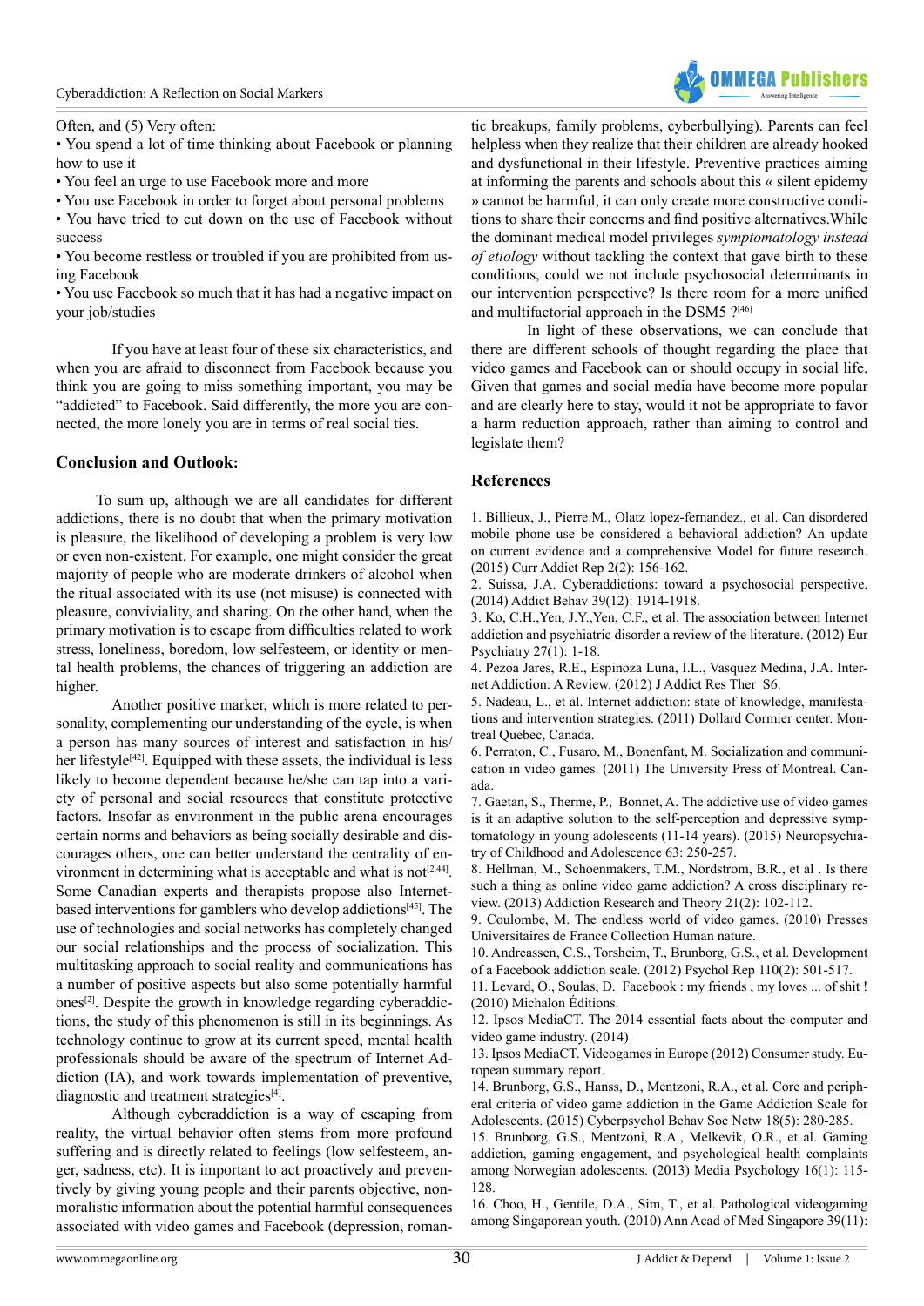Often, and (5) Very often:

- You spend a lot of time thinking about Facebook or planning how to use it
- You feel an urge to use Facebook more and more
- You use Facebook in order to forget about personal problems
- You have tried to cut down on the use of Facebook without success
- You become restless or troubled if you are prohibited from using Facebook
- You use Facebook so much that it has had a negative impact on your job/studies

If you have at least four of these six characteristics, and when you are afraid to disconnect from Facebook because you think you are going to miss something important, you may be "addicted" to Facebook. Said differently, the more you are connected, the more lonely you are in terms of real social ties.

## Conclusion and Outlook:

To sum up, although we are all candidates for different addictions, there is no doubt that when the primary motivation is pleasure, the likelihood of developing a problem is very low or even non-existent. For example, one might consider the great majority of people who are moderate drinkers of alcohol when the ritual associated with its use (not misuse) is connected with pleasure, conviviality, and sharing. On the other hand, when the primary motivation is to escape from difficulties related to work stress, loneliness, boredom, low selfesteem, or identity or mental health problems, the chances of triggering an addiction are higher.

Another positive marker, which is more related to personality, complementing our understanding of the cycle, is when a person has many sources of interest and satisfaction in his/her lifestyle[42]. Equipped with these assets, the individual is less likely to become dependent because he/she can tap into a variety of personal and social resources that constitute protective factors. Insofar as environment in the public arena encourages certain norms and behaviors as being socially desirable and discourages others, one can better understand the centrality of environment in determining what is acceptable and what is not[2,44]. Some Canadian experts and therapists propose also Internet-based interventions for gamblers who develop addictions[45]. The use of technologies and social networks has completely changed our social relationships and the process of socialization. This multitasking approach to social reality and communications has a number of positive aspects but also some potentially harmful ones[2]. Despite the growth in knowledge regarding cyberaddictions, the study of this phenomenon is still in its beginnings. As technology continue to grow at its current speed, mental health professionals should be aware of the spectrum of Internet Addiction (IA), and work towards implementation of preventive, diagnostic and treatment strategies[4].

Although cyberaddiction is a way of escaping from reality, the virtual behavior often stems from more profound suffering and is directly related to feelings (low selfesteem, anger, sadness, etc). It is important to act proactively and preventively by giving young people and their parents objective, non-moralistic information about the potential harmful consequences associated with video games and Facebook (depression, romantic breakups, family problems, cyberbullying). Parents can feel helpless when they realize that their children are already hooked and dysfunctional in their lifestyle. Preventive practices aiming at informing the parents and schools about this « silent epidemy » cannot be harmful, it can only create more constructive conditions to share their concerns and find positive alternatives.While the dominant medical model privileges *symptomatology instead of etiology* without tackling the context that gave birth to these conditions, could we not include psychosocial determinants in our intervention perspective? Is there room for a more unified and multifactorial approach in the DSM5 ?[46]

In light of these observations, we can conclude that there are different schools of thought regarding the place that video games and Facebook can or should occupy in social life. Given that games and social media have become more popular and are clearly here to stay, would it not be appropriate to favor a harm reduction approach, rather than aiming to control and legislate them?

## References

1. Billieux, J., Pierre.M., Olatz lopez-fernandez., et al. Can disordered mobile phone use be considered a behavioral addiction? An update on current evidence and a comprehensive Model for future research. (2015) Curr Addict Rep 2(2): 156-162.
2. Suissa, J.A. Cyberaddictions: toward a psychosocial perspective. (2014) Addict Behav 39(12): 1914-1918.
3. Ko, C.H.,Yen, J.Y.,Yen, C.F., et al. The association between Internet addiction and psychiatric disorder a review of the literature. (2012) Eur Psychiatry 27(1): 1-18.
4. Pezoa Jares, R.E., Espinoza Luna, I.L., Vasquez Medina, J.A. Internet Addiction: A Review. (2012) J Addict Res Ther S6.
5. Nadeau, L., et al. Internet addiction: state of knowledge, manifestations and intervention strategies. (2011) Dollard Cormier center. Montreal Quebec, Canada.
6. Perraton, C., Fusaro, M., Bonenfant, M. Socialization and communication in video games. (2011) The University Press of Montreal. Canada.
7. Gaetan, S., Therme, P., Bonnet, A. The addictive use of video games is it an adaptive solution to the self-perception and depressive symptomatology in young adolescents (11-14 years). (2015) Neuropsychiatry of Childhood and Adolescence 63: 250-257.
8. Hellman, M., Schoenmakers, T.M., Nordstrom, B.R., et al . Is there such a thing as online video game addiction? A cross disciplinary review. (2013) Addiction Research and Theory 21(2): 102-112.
9. Coulombe, M. The endless world of video games. (2010) Presses Universitaires de France Collection Human nature.
10. Andreassen, C.S., Torsheim, T., Brunborg, G.S., et al. Development of a Facebook addiction scale. (2012) Psychol Rep 110(2): 501-517.
11. Levard, O., Soulas, D. Facebook : my friends , my loves ... of shit ! (2010) Michalon Éditions.
12. Ipsos MediaCT. The 2014 essential facts about the computer and video game industry. (2014)
13. Ipsos MediaCT. Videogames in Europe (2012) Consumer study. European summary report.
14. Brunborg, G.S., Hanss, D., Mentzoni, R.A., et al. Core and peripheral criteria of video game addiction in the Game Addiction Scale for Adolescents. (2015) Cyberpsychol Behav Soc Netw 18(5): 280-285.
15. Brunborg, G.S., Mentzoni, R.A., Melkevik, O.R., et al. Gaming addiction, gaming engagement, and psychological health complaints among Norwegian adolescents. (2013) Media Psychology 16(1): 115-128.
16. Choo, H., Gentile, D.A., Sim, T., et al. Pathological videogaming among Singaporean youth. (2010) Ann Acad of Med Singapore 39(11):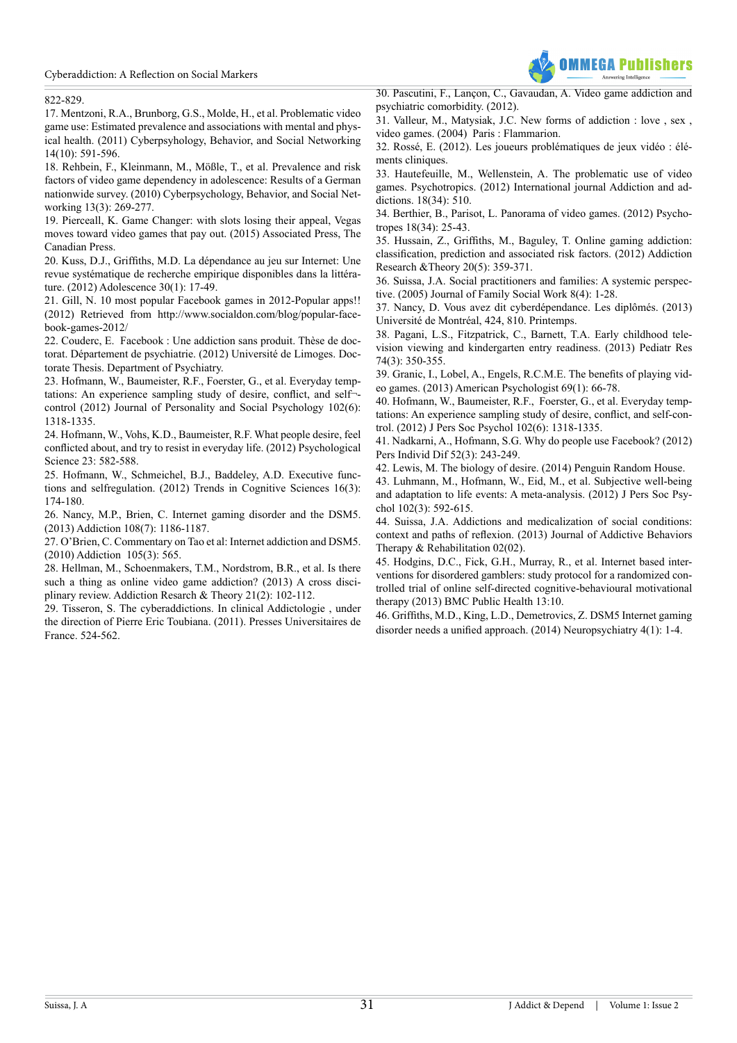822-829.

17. Mentzoni, R.A., Brunborg, G.S., Molde, H., et al. Problematic video game use: Estimated prevalence and associations with mental and physical health. (2011) Cyberpsyhology, Behavior, and Social Networking 14(10): 591-596.

18. Rehbein, F., Kleinmann, M., Mößle, T., et al. Prevalence and risk factors of video game dependency in adolescence: Results of a German nationwide survey. (2010) Cyberpsychology, Behavior, and Social Networking 13(3): 269-277.

19. Pierceall, K. Game Changer: with slots losing their appeal, Vegas moves toward video games that pay out. (2015) Associated Press, The Canadian Press.

20. Kuss, D.J., Griffiths, M.D. La dépendance au jeu sur Internet: Une revue systématique de recherche empirique disponibles dans la littérature. (2012) Adolescence 30(1): 17-49.

21. Gill, N. 10 most popular Facebook games in 2012-Popular apps!! (2012) Retrieved from http://www.socialdon.com/blog/popular-facebook-games-2012/

22. Couderc, E. Facebook : Une addiction sans produit. Thèse de doctorat. Département de psychiatrie. (2012) Université de Limoges. Doctorate Thesis. Department of Psychiatry.

23. Hofmann, W., Baumeister, R.F., Foerster, G., et al. Everyday temptations: An experience sampling study of desire, conflict, and self¬-control (2012) Journal of Personality and Social Psychology 102(6): 1318-1335.

24. Hofmann, W., Vohs, K.D., Baumeister, R.F. What people desire, feel conflicted about, and try to resist in everyday life. (2012) Psychological Science 23: 582-588.

25. Hofmann, W., Schmeichel, B.J., Baddeley, A.D. Executive functions and selfregulation. (2012) Trends in Cognitive Sciences 16(3): 174-180.

26. Nancy, M.P., Brien, C. Internet gaming disorder and the DSM5. (2013) Addiction 108(7): 1186-1187.

27. O'Brien, C. Commentary on Tao et al: Internet addiction and DSM5. (2010) Addiction 105(3): 565.

28. Hellman, M., Schoenmakers, T.M., Nordstrom, B.R., et al. Is there such a thing as online video game addiction? (2013) A cross disciplinary review. Addiction Research & Theory 21(2): 102-112.

29. Tisseron, S. The cyberaddictions. In clinical Addictologie , under the direction of Pierre Eric Toubiana. (2011). Presses Universitaires de France. 524-562.

30. Pascutini, F., Lançon, C., Gavaudan, A. Video game addiction and psychiatric comorbidity. (2012).

31. Valleur, M., Matysiak, J.C. New forms of addiction : love , sex , video games. (2004) Paris : Flammarion.

32. Rossé, E. (2012). Les joueurs problématiques de jeux vidéo : éléments cliniques.

33. Hautefeuille, M., Wellenstein, A. The problematic use of video games. Psychotropics. (2012) International journal Addiction and addictions. 18(34): 510.

34. Berthier, B., Parisot, L. Panorama of video games. (2012) Psychotropes 18(34): 25-43.

35. Hussain, Z., Griffiths, M., Baguley, T. Online gaming addiction: classification, prediction and associated risk factors. (2012) Addiction Research &Theory 20(5): 359-371.

36. Suissa, J.A. Social practitioners and families: A systemic perspective. (2005) Journal of Family Social Work 8(4): 1-28.

37. Nancy, D. Vous avez dit cyberdépendance. Les diplômés. (2013) Université de Montréal, 424, 810. Printemps.

38. Pagani, L.S., Fitzpatrick, C., Barnett, T.A. Early childhood television viewing and kindergarten entry readiness. (2013) Pediatr Res 74(3): 350-355.

39. Granic, I., Lobel, A., Engels, R.C.M.E. The benefits of playing video games. (2013) American Psychologist 69(1): 66-78.

40. Hofmann, W., Baumeister, R.F., Foerster, G., et al. Everyday temptations: An experience sampling study of desire, conflict, and self-control. (2012) J Pers Soc Psychol 102(6): 1318-1335.

41. Nadkarni, A., Hofmann, S.G. Why do people use Facebook? (2012) Pers Individ Dif 52(3): 243-249.

42. Lewis, M. The biology of desire. (2014) Penguin Random House.

43. Luhmann, M., Hofmann, W., Eid, M., et al. Subjective well-being and adaptation to life events: A meta-analysis. (2012) J Pers Soc Psychol 102(3): 592-615.

44. Suissa, J.A. Addictions and medicalization of social conditions: context and paths of reflexion. (2013) Journal of Addictive Behaviors Therapy & Rehabilitation 02(02).

45. Hodgins, D.C., Fick, G.H., Murray, R., et al. Internet based interventions for disordered gamblers: study protocol for a randomized controlled trial of online self-directed cognitive-behavioural motivational therapy (2013) BMC Public Health 13:10.

46. Griffiths, M.D., King, L.D., Demetrovics, Z. DSM5 Internet gaming disorder needs a unified approach. (2014) Neuropsychiatry 4(1): 1-4.